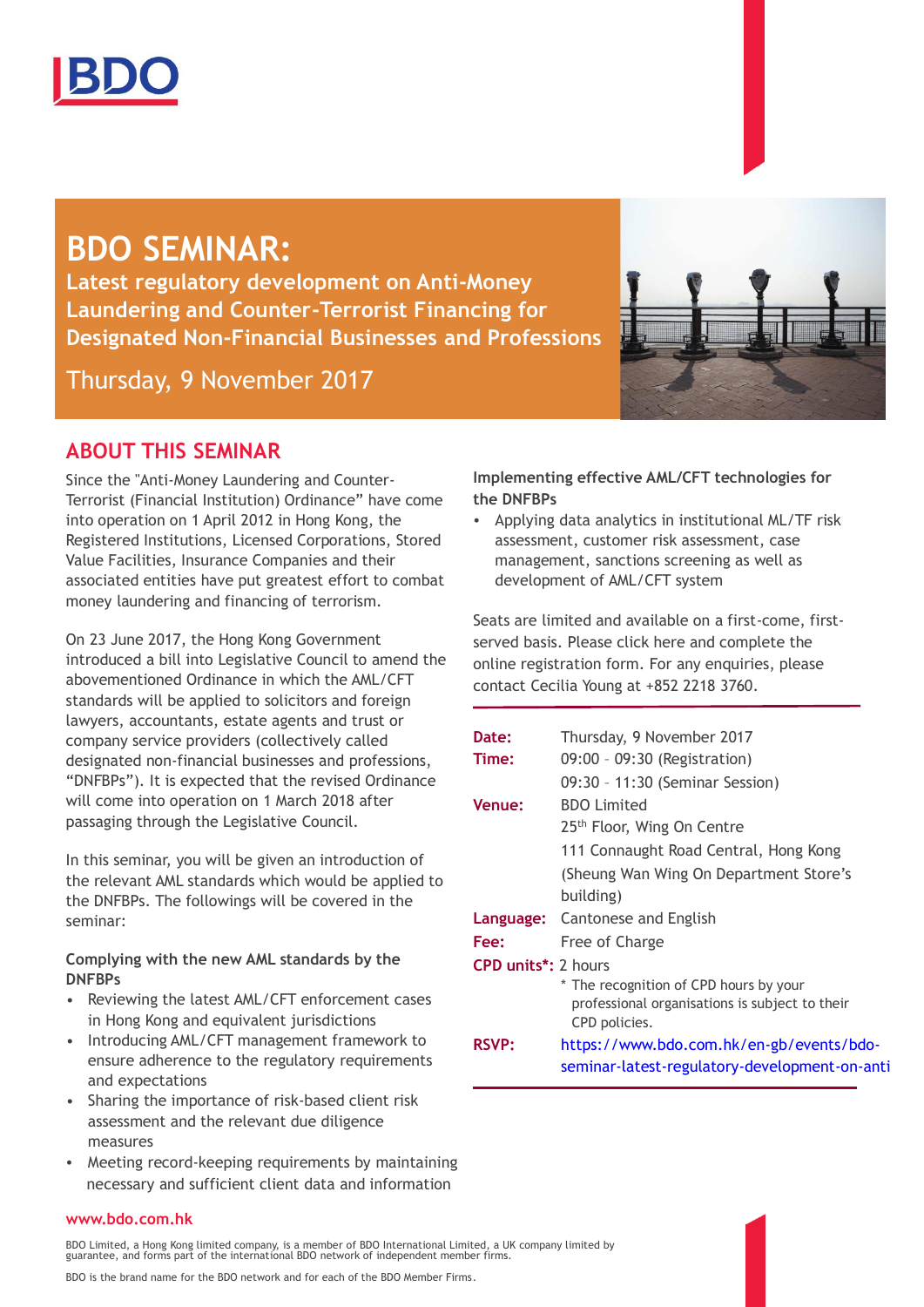BDO

# BDO SEMINAR:

## Latest regulatory development on Anti-Money Laundering and Counter-Terrorist Financing for Designated Non-Financial Businesses and Professions

Thursday, 9 November 2017

## ABOUT THIS SEMINAR

Since the "Anti-Money Laundering and Counter-Terrorist (Financial Institution) Ordinance" have come into operation on 1 April 2012 in Hong Kong, the Registered Institutions, Licensed Corporations, Stored Value Facilities, Insurance Companies and their associated entities have put greatest effort to combat money laundering and financing of terrorism.

On 23 June 2017, the Hong Kong Government introduced a bill into Legislative Council to amend the abovementioned Ordinance in which the AML/CFT standards will be applied to solicitors and foreign lawyers, accountants, estate agents and trust or company service providers (collectively called designated non-financial businesses and professions, "DNFBPs"). It is expected that the revised Ordinance will come into operation on 1 March 2018 after passaging through the Legislative Council.

In this seminar, you will be given an introduction of the relevant AML standards which would be applied to the DNFBPs. The followings will be covered in the seminar:

**Complying with the new AML standards by the DNFBPs**

- Reviewing the latest AML/CFT enforcement cases in Hong Kong and equivalent jurisdictions
- Introducing AML/CFT management framework to ensure adherence to the regulatory requirements and expectations
- Sharing the importance of risk-based client risk assessment and the relevant due diligence measures
- Meeting record-keeping requirements by maintaining necessary and sufficient client data and information

**Implementing effective AML/CFT technologies for the DNFBPs**

- Applying data analytics in institutional ML/TF risk assessment, customer risk assessment, case management, sanctions screening as well as development of AML/CFT system

Seats are limited and available on a first-come, first-served basis. Please click here and complete the online registration form. For any enquiries, please contact Cecilia Young at +852 2218 3760.

| | |
|---|---|
| **Date:** | Thursday, 9 November 2017 |
| **Time:** | 09:00 – 09:30 (Registration)<br>09:30 – 11:30 (Seminar Session) |
| **Venue:** | BDO Limited<br>25th Floor, Wing On Centre<br>111 Connaught Road Central, Hong Kong<br>(Sheung Wan Wing On Department Store's building) |
| **Language:** | Cantonese and English |
| **Fee:** | Free of Charge |
| **CPD units*:** | 2 hours<br>* The recognition of CPD hours by your professional organisations is subject to their CPD policies. |
| **RSVP:** | https://www.bdo.com.hk/en-gb/events/bdo-seminar-latest-regulatory-development-on-anti |

www.bdo.com.hk

BDO Limited, a Hong Kong limited company, is a member of BDO International Limited, a UK company limited by guarantee, and forms part of the international BDO network of independent member firms.

BDO is the brand name for the BDO network and for each of the BDO Member Firms.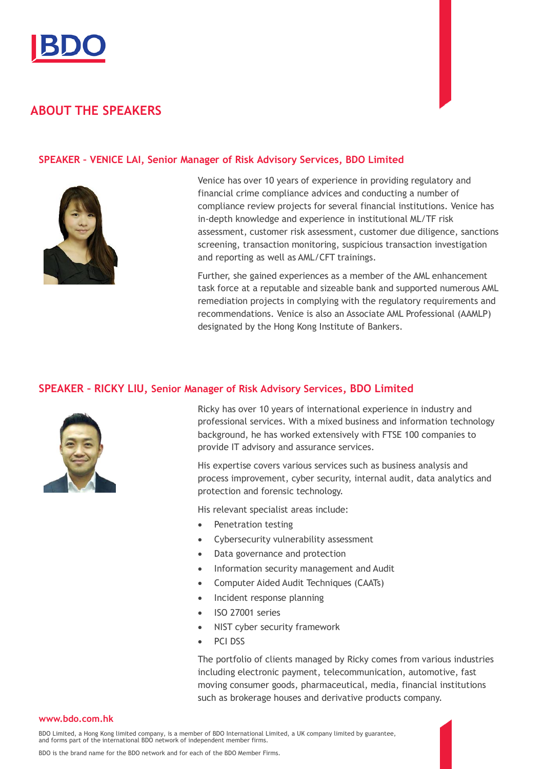# ABOUT THE SPEAKERS

### SPEAKER – VENICE LAI, Senior Manager of Risk Advisory Services, BDO Limited

Venice has over 10 years of experience in providing regulatory and financial crime compliance advices and conducting a number of compliance review projects for several financial institutions. Venice has in-depth knowledge and experience in institutional ML/TF risk assessment, customer risk assessment, customer due diligence, sanctions screening, transaction monitoring, suspicious transaction investigation and reporting as well as AML/CFT trainings.

Further, she gained experiences as a member of the AML enhancement task force at a reputable and sizeable bank and supported numerous AML remediation projects in complying with the regulatory requirements and recommendations. Venice is also an Associate AML Professional (AAMLP) designated by the Hong Kong Institute of Bankers.

### SPEAKER – RICKY LIU, Senior Manager of Risk Advisory Services, BDO Limited

Ricky has over 10 years of international experience in industry and professional services. With a mixed business and information technology background, he has worked extensively with FTSE 100 companies to provide IT advisory and assurance services.

His expertise covers various services such as business analysis and process improvement, cyber security, internal audit, data analytics and protection and forensic technology.

His relevant specialist areas include:

- Penetration testing
- Cybersecurity vulnerability assessment
- Data governance and protection
- Information security management and Audit
- Computer Aided Audit Techniques (CAATs)
- Incident response planning
- ISO 27001 series
- NIST cyber security framework
- PCI DSS

The portfolio of clients managed by Ricky comes from various industries including electronic payment, telecommunication, automotive, fast moving consumer goods, pharmaceutical, media, financial institutions such as brokerage houses and derivative products company.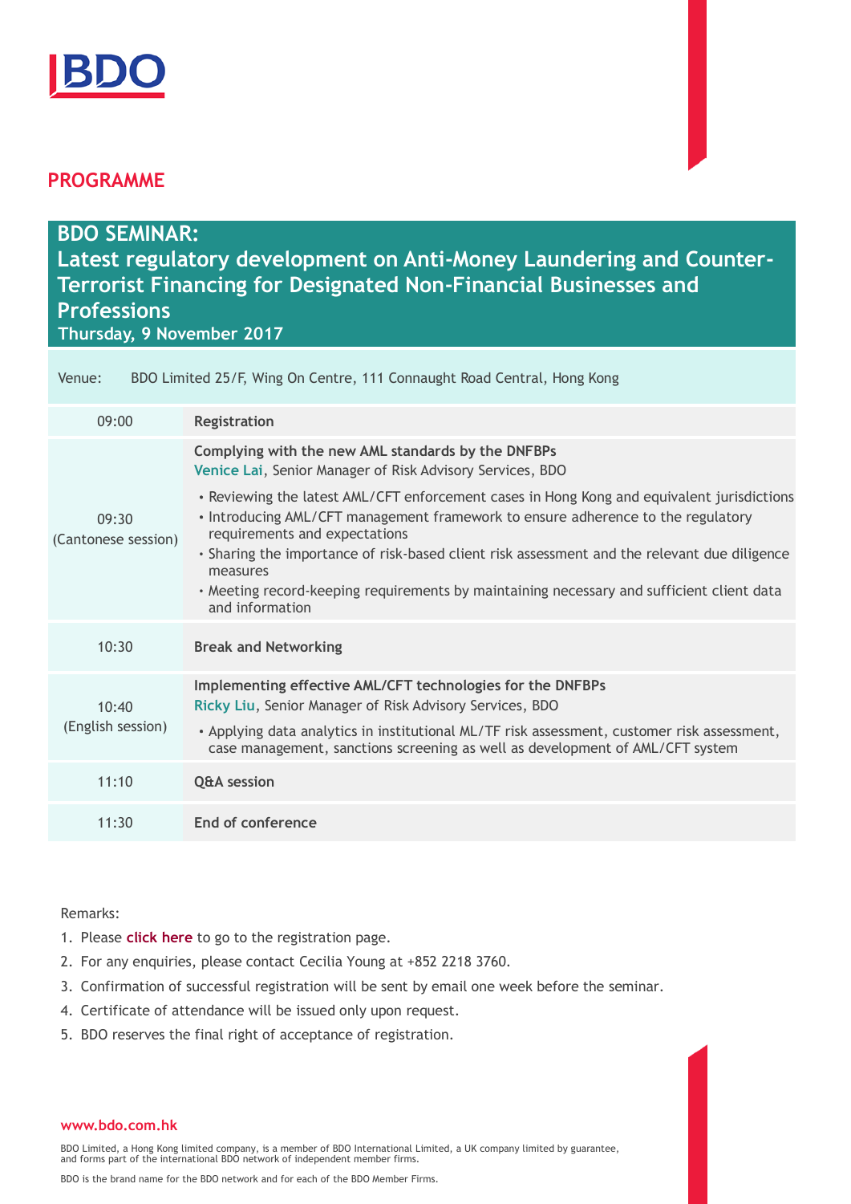BDO

## PROGRAMME

# BDO SEMINAR:
# Latest regulatory development on Anti-Money Laundering and Counter-Terrorist Financing for Designated Non-Financial Businesses and Professions

**Thursday, 9 November 2017**

Venue: BDO Limited 25/F, Wing On Centre, 111 Connaught Road Central, Hong Kong

| | |
|---|---|
| 09:00 | **Registration** |
| 09:30 (Cantonese session) | **Complying with the new AML standards by the DNFBPs**<br>**Venice Lai**, Senior Manager of Risk Advisory Services, BDO<br>• Reviewing the latest AML/CFT enforcement cases in Hong Kong and equivalent jurisdictions<br>• Introducing AML/CFT management framework to ensure adherence to the regulatory requirements and expectations<br>• Sharing the importance of risk-based client risk assessment and the relevant due diligence measures<br>• Meeting record-keeping requirements by maintaining necessary and sufficient client data and information |
| 10:30 | **Break and Networking** |
| 10:40 (English session) | **Implementing effective AML/CFT technologies for the DNFBPs**<br>**Ricky Liu**, Senior Manager of Risk Advisory Services, BDO<br>• Applying data analytics in institutional ML/TF risk assessment, customer risk assessment, case management, sanctions screening as well as development of AML/CFT system |
| 11:10 | **Q&A session** |
| 11:30 | **End of conference** |

Remarks:

1. Please **click here** to go to the registration page.
2. For any enquiries, please contact Cecilia Young at +852 2218 3760.
3. Confirmation of successful registration will be sent by email one week before the seminar.
4. Certificate of attendance will be issued only upon request.
5. BDO reserves the final right of acceptance of registration.

**www.bdo.com.hk**

BDO Limited, a Hong Kong limited company, is a member of BDO International Limited, a UK company limited by guarantee, and forms part of the international BDO network of independent member firms.

BDO is the brand name for the BDO network and for each of the BDO Member Firms.